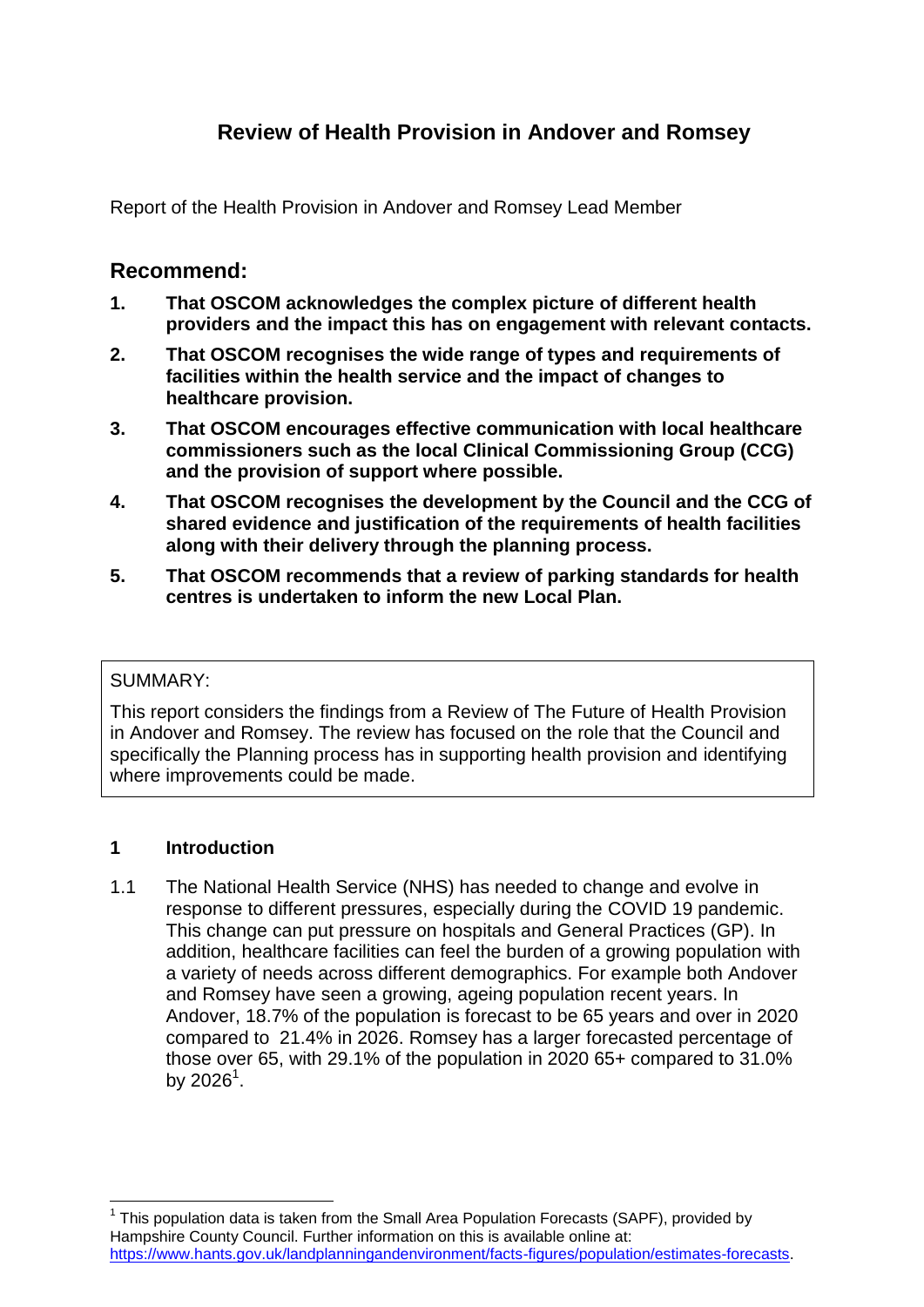# Review of Health Provision in Andover and Romsey

Report of the Health Provision in Andover and Romsey Lead Member

## Recommend:

1. **That OSCOM acknowledges the complex picture of different health providers and the impact this has on engagement with relevant contacts.**
2. **That OSCOM recognises the wide range of types and requirements of facilities within the health service and the impact of changes to healthcare provision.**
3. **That OSCOM encourages effective communication with local healthcare commissioners such as the local Clinical Commissioning Group (CCG) and the provision of support where possible.**
4. **That OSCOM recognises the development by the Council and the CCG of shared evidence and justification of the requirements of health facilities along with their delivery through the planning process.**
5. **That OSCOM recommends that a review of parking standards for health centres is undertaken to inform the new Local Plan.**

SUMMARY:

This report considers the findings from a Review of The Future of Health Provision in Andover and Romsey. The review has focused on the role that the Council and specifically the Planning process has in supporting health provision and identifying where improvements could be made.

### 1 Introduction

1.1 The National Health Service (NHS) has needed to change and evolve in response to different pressures, especially during the COVID 19 pandemic. This change can put pressure on hospitals and General Practices (GP). In addition, healthcare facilities can feel the burden of a growing population with a variety of needs across different demographics. For example both Andover and Romsey have seen a growing, ageing population recent years. In Andover, 18.7% of the population is forecast to be 65 years and over in 2020 compared to 21.4% in 2026. Romsey has a larger forecasted percentage of those over 65, with 29.1% of the population in 2020 65+ compared to 31.0% by 2026[1].

---

[1] This population data is taken from the Small Area Population Forecasts (SAPF), provided by Hampshire County Council. Further information on this is available online at: https://www.hants.gov.uk/landplanningandenvironment/facts-figures/population/estimates-forecasts.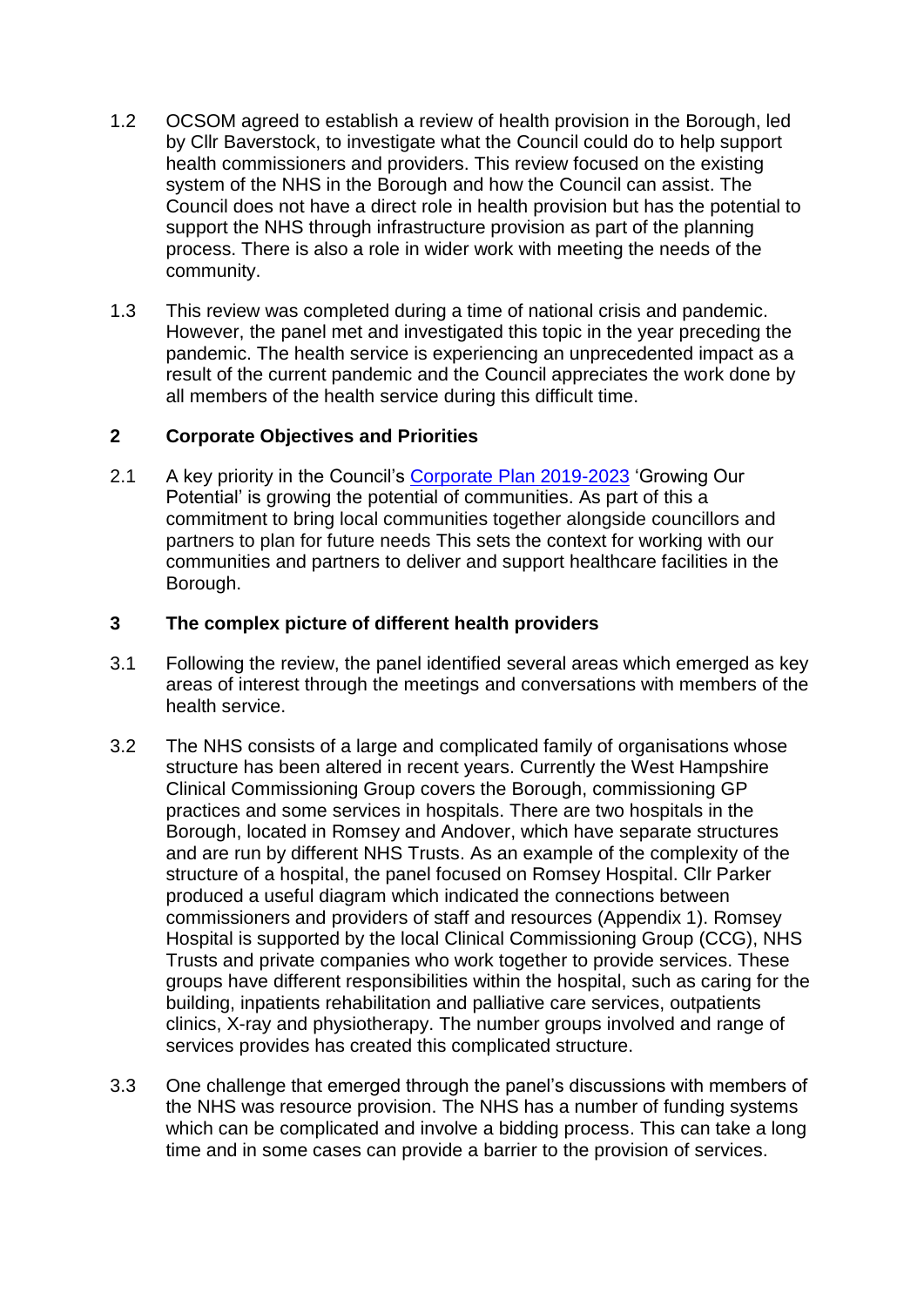1.2 OCSOM agreed to establish a review of health provision in the Borough, led by Cllr Baverstock, to investigate what the Council could do to help support health commissioners and providers. This review focused on the existing system of the NHS in the Borough and how the Council can assist. The Council does not have a direct role in health provision but has the potential to support the NHS through infrastructure provision as part of the planning process. There is also a role in wider work with meeting the needs of the community.

1.3 This review was completed during a time of national crisis and pandemic. However, the panel met and investigated this topic in the year preceding the pandemic. The health service is experiencing an unprecedented impact as a result of the current pandemic and the Council appreciates the work done by all members of the health service during this difficult time.

## 2 Corporate Objectives and Priorities

2.1 A key priority in the Council's Corporate Plan 2019-2023 'Growing Our Potential' is growing the potential of communities. As part of this a commitment to bring local communities together alongside councillors and partners to plan for future needs This sets the context for working with our communities and partners to deliver and support healthcare facilities in the Borough.

## 3 The complex picture of different health providers

3.1 Following the review, the panel identified several areas which emerged as key areas of interest through the meetings and conversations with members of the health service.

3.2 The NHS consists of a large and complicated family of organisations whose structure has been altered in recent years. Currently the West Hampshire Clinical Commissioning Group covers the Borough, commissioning GP practices and some services in hospitals. There are two hospitals in the Borough, located in Romsey and Andover, which have separate structures and are run by different NHS Trusts. As an example of the complexity of the structure of a hospital, the panel focused on Romsey Hospital. Cllr Parker produced a useful diagram which indicated the connections between commissioners and providers of staff and resources (Appendix 1). Romsey Hospital is supported by the local Clinical Commissioning Group (CCG), NHS Trusts and private companies who work together to provide services. These groups have different responsibilities within the hospital, such as caring for the building, inpatients rehabilitation and palliative care services, outpatients clinics, X-ray and physiotherapy. The number groups involved and range of services provides has created this complicated structure.

3.3 One challenge that emerged through the panel's discussions with members of the NHS was resource provision. The NHS has a number of funding systems which can be complicated and involve a bidding process. This can take a long time and in some cases can provide a barrier to the provision of services.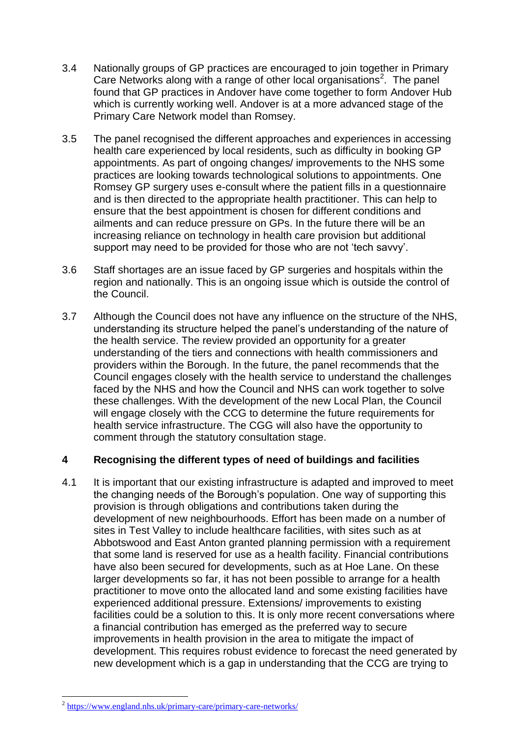3.4 Nationally groups of GP practices are encouraged to join together in Primary Care Networks along with a range of other local organisations[2]. The panel found that GP practices in Andover have come together to form Andover Hub which is currently working well. Andover is at a more advanced stage of the Primary Care Network model than Romsey.

3.5 The panel recognised the different approaches and experiences in accessing health care experienced by local residents, such as difficulty in booking GP appointments. As part of ongoing changes/ improvements to the NHS some practices are looking towards technological solutions to appointments. One Romsey GP surgery uses e-consult where the patient fills in a questionnaire and is then directed to the appropriate health practitioner. This can help to ensure that the best appointment is chosen for different conditions and ailments and can reduce pressure on GPs. In the future there will be an increasing reliance on technology in health care provision but additional support may need to be provided for those who are not 'tech savvy'.

3.6 Staff shortages are an issue faced by GP surgeries and hospitals within the region and nationally. This is an ongoing issue which is outside the control of the Council.

3.7 Although the Council does not have any influence on the structure of the NHS, understanding its structure helped the panel's understanding of the nature of the health service. The review provided an opportunity for a greater understanding of the tiers and connections with health commissioners and providers within the Borough. In the future, the panel recommends that the Council engages closely with the health service to understand the challenges faced by the NHS and how the Council and NHS can work together to solve these challenges. With the development of the new Local Plan, the Council will engage closely with the CCG to determine the future requirements for health service infrastructure. The CGG will also have the opportunity to comment through the statutory consultation stage.

## 4 Recognising the different types of need of buildings and facilities

4.1 It is important that our existing infrastructure is adapted and improved to meet the changing needs of the Borough's population. One way of supporting this provision is through obligations and contributions taken during the development of new neighbourhoods. Effort has been made on a number of sites in Test Valley to include healthcare facilities, with sites such as at Abbotswood and East Anton granted planning permission with a requirement that some land is reserved for use as a health facility. Financial contributions have also been secured for developments, such as at Hoe Lane. On these larger developments so far, it has not been possible to arrange for a health practitioner to move onto the allocated land and some existing facilities have experienced additional pressure. Extensions/ improvements to existing facilities could be a solution to this. It is only more recent conversations where a financial contribution has emerged as the preferred way to secure improvements in health provision in the area to mitigate the impact of development. This requires robust evidence to forecast the need generated by new development which is a gap in understanding that the CCG are trying to

---

[2] https://www.england.nhs.uk/primary-care/primary-care-networks/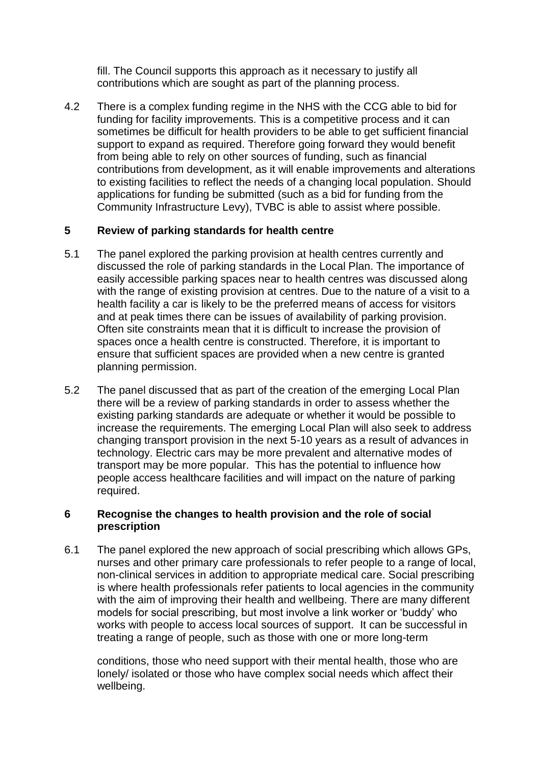fill. The Council supports this approach as it necessary to justify all contributions which are sought as part of the planning process.

4.2 There is a complex funding regime in the NHS with the CCG able to bid for funding for facility improvements. This is a competitive process and it can sometimes be difficult for health providers to be able to get sufficient financial support to expand as required. Therefore going forward they would benefit from being able to rely on other sources of funding, such as financial contributions from development, as it will enable improvements and alterations to existing facilities to reflect the needs of a changing local population. Should applications for funding be submitted (such as a bid for funding from the Community Infrastructure Levy), TVBC is able to assist where possible.

## 5 Review of parking standards for health centre

5.1 The panel explored the parking provision at health centres currently and discussed the role of parking standards in the Local Plan. The importance of easily accessible parking spaces near to health centres was discussed along with the range of existing provision at centres. Due to the nature of a visit to a health facility a car is likely to be the preferred means of access for visitors and at peak times there can be issues of availability of parking provision. Often site constraints mean that it is difficult to increase the provision of spaces once a health centre is constructed. Therefore, it is important to ensure that sufficient spaces are provided when a new centre is granted planning permission.

5.2 The panel discussed that as part of the creation of the emerging Local Plan there will be a review of parking standards in order to assess whether the existing parking standards are adequate or whether it would be possible to increase the requirements. The emerging Local Plan will also seek to address changing transport provision in the next 5-10 years as a result of advances in technology. Electric cars may be more prevalent and alternative modes of transport may be more popular. This has the potential to influence how people access healthcare facilities and will impact on the nature of parking required.

## 6 Recognise the changes to health provision and the role of social prescription

6.1 The panel explored the new approach of social prescribing which allows GPs, nurses and other primary care professionals to refer people to a range of local, non-clinical services in addition to appropriate medical care. Social prescribing is where health professionals refer patients to local agencies in the community with the aim of improving their health and wellbeing. There are many different models for social prescribing, but most involve a link worker or 'buddy' who works with people to access local sources of support. It can be successful in treating a range of people, such as those with one or more long-term conditions, those who need support with their mental health, those who are lonely/ isolated or those who have complex social needs which affect their wellbeing.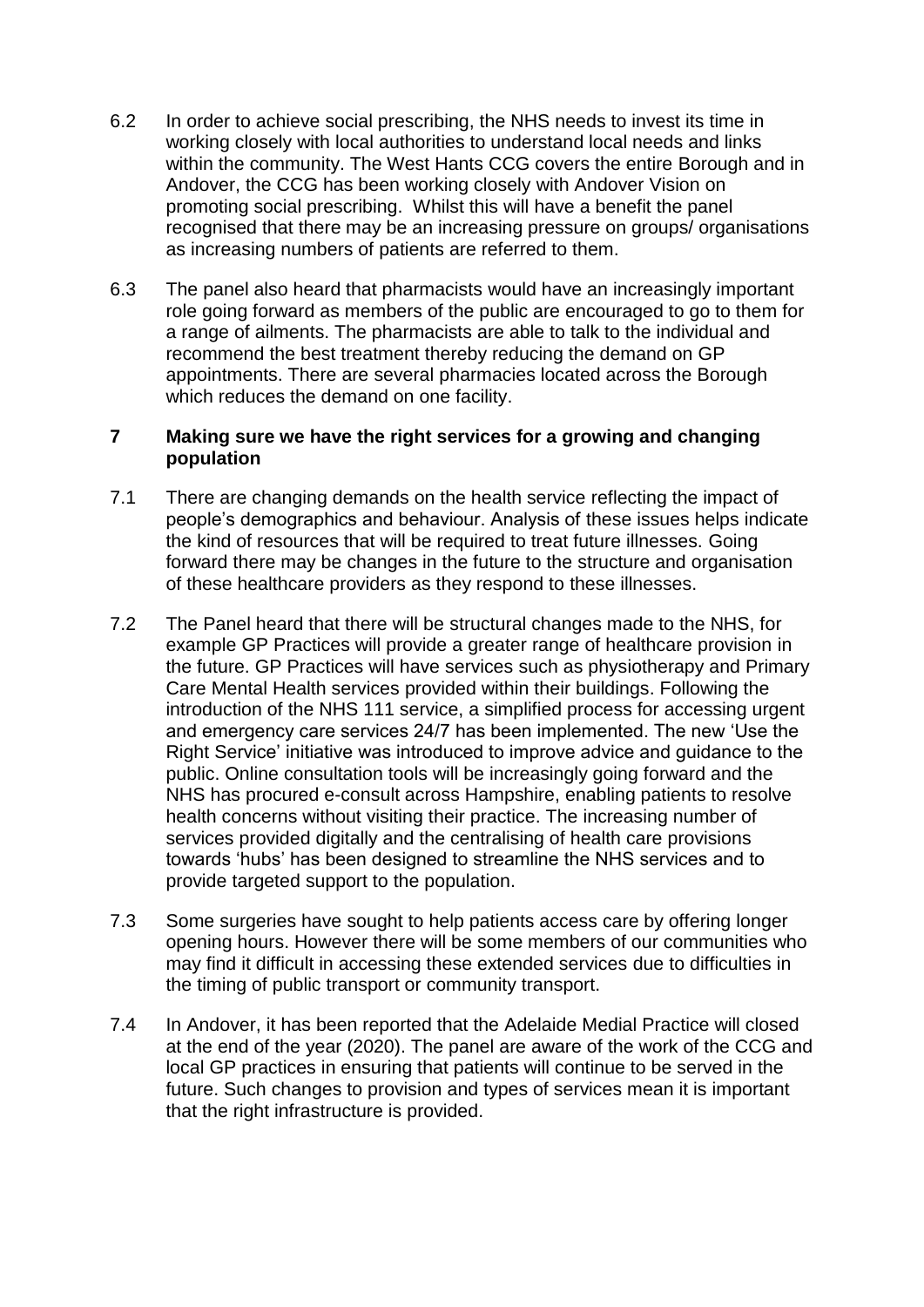6.2 In order to achieve social prescribing, the NHS needs to invest its time in working closely with local authorities to understand local needs and links within the community. The West Hants CCG covers the entire Borough and in Andover, the CCG has been working closely with Andover Vision on promoting social prescribing. Whilst this will have a benefit the panel recognised that there may be an increasing pressure on groups/ organisations as increasing numbers of patients are referred to them.

6.3 The panel also heard that pharmacists would have an increasingly important role going forward as members of the public are encouraged to go to them for a range of ailments. The pharmacists are able to talk to the individual and recommend the best treatment thereby reducing the demand on GP appointments. There are several pharmacies located across the Borough which reduces the demand on one facility.

## 7 Making sure we have the right services for a growing and changing population

7.1 There are changing demands on the health service reflecting the impact of people's demographics and behaviour. Analysis of these issues helps indicate the kind of resources that will be required to treat future illnesses. Going forward there may be changes in the future to the structure and organisation of these healthcare providers as they respond to these illnesses.

7.2 The Panel heard that there will be structural changes made to the NHS, for example GP Practices will provide a greater range of healthcare provision in the future. GP Practices will have services such as physiotherapy and Primary Care Mental Health services provided within their buildings. Following the introduction of the NHS 111 service, a simplified process for accessing urgent and emergency care services 24/7 has been implemented. The new 'Use the Right Service' initiative was introduced to improve advice and guidance to the public. Online consultation tools will be increasingly going forward and the NHS has procured e-consult across Hampshire, enabling patients to resolve health concerns without visiting their practice. The increasing number of services provided digitally and the centralising of health care provisions towards 'hubs' has been designed to streamline the NHS services and to provide targeted support to the population.

7.3 Some surgeries have sought to help patients access care by offering longer opening hours. However there will be some members of our communities who may find it difficult in accessing these extended services due to difficulties in the timing of public transport or community transport.

7.4 In Andover, it has been reported that the Adelaide Medial Practice will closed at the end of the year (2020). The panel are aware of the work of the CCG and local GP practices in ensuring that patients will continue to be served in the future. Such changes to provision and types of services mean it is important that the right infrastructure is provided.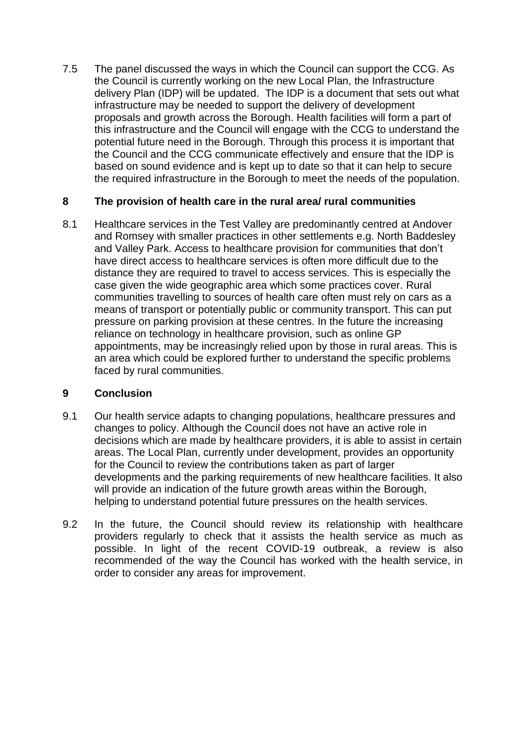7.5 The panel discussed the ways in which the Council can support the CCG. As the Council is currently working on the new Local Plan, the Infrastructure delivery Plan (IDP) will be updated. The IDP is a document that sets out what infrastructure may be needed to support the delivery of development proposals and growth across the Borough. Health facilities will form a part of this infrastructure and the Council will engage with the CCG to understand the potential future need in the Borough. Through this process it is important that the Council and the CCG communicate effectively and ensure that the IDP is based on sound evidence and is kept up to date so that it can help to secure the required infrastructure in the Borough to meet the needs of the population.

## 8 The provision of health care in the rural area/ rural communities

8.1 Healthcare services in the Test Valley are predominantly centred at Andover and Romsey with smaller practices in other settlements e.g. North Baddesley and Valley Park. Access to healthcare provision for communities that don't have direct access to healthcare services is often more difficult due to the distance they are required to travel to access services. This is especially the case given the wide geographic area which some practices cover. Rural communities travelling to sources of health care often must rely on cars as a means of transport or potentially public or community transport. This can put pressure on parking provision at these centres. In the future the increasing reliance on technology in healthcare provision, such as online GP appointments, may be increasingly relied upon by those in rural areas. This is an area which could be explored further to understand the specific problems faced by rural communities.

## 9 Conclusion

9.1 Our health service adapts to changing populations, healthcare pressures and changes to policy. Although the Council does not have an active role in decisions which are made by healthcare providers, it is able to assist in certain areas. The Local Plan, currently under development, provides an opportunity for the Council to review the contributions taken as part of larger developments and the parking requirements of new healthcare facilities. It also will provide an indication of the future growth areas within the Borough, helping to understand potential future pressures on the health services.

9.2 In the future, the Council should review its relationship with healthcare providers regularly to check that it assists the health service as much as possible. In light of the recent COVID-19 outbreak, a review is also recommended of the way the Council has worked with the health service, in order to consider any areas for improvement.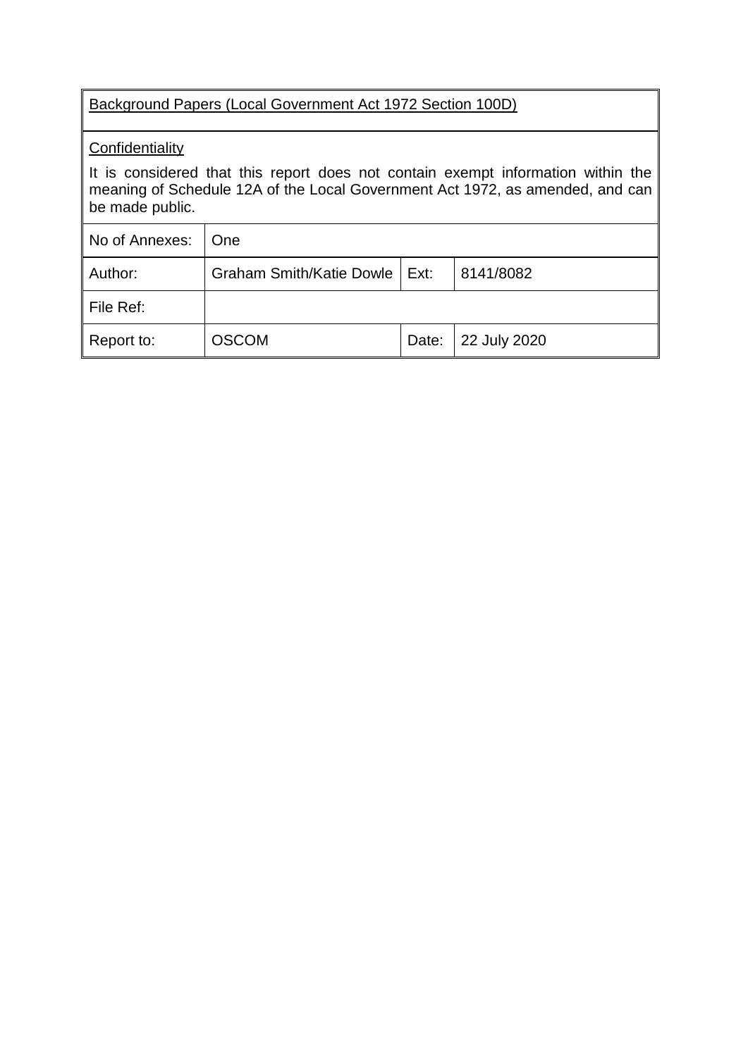| | | | |
|---|---|---|---|
| Background Papers (Local Government Act 1972 Section 100D) | | | |
| Confidentiality<br><br>It is considered that this report does not contain exempt information within the meaning of Schedule 12A of the Local Government Act 1972, as amended, and can be made public. | | | |
| No of Annexes: | One | | |
| Author: | Graham Smith/Katie Dowle | Ext: | 8141/8082 |
| File Ref: | | | |
| Report to: | OSCOM | Date: | 22 July 2020 |